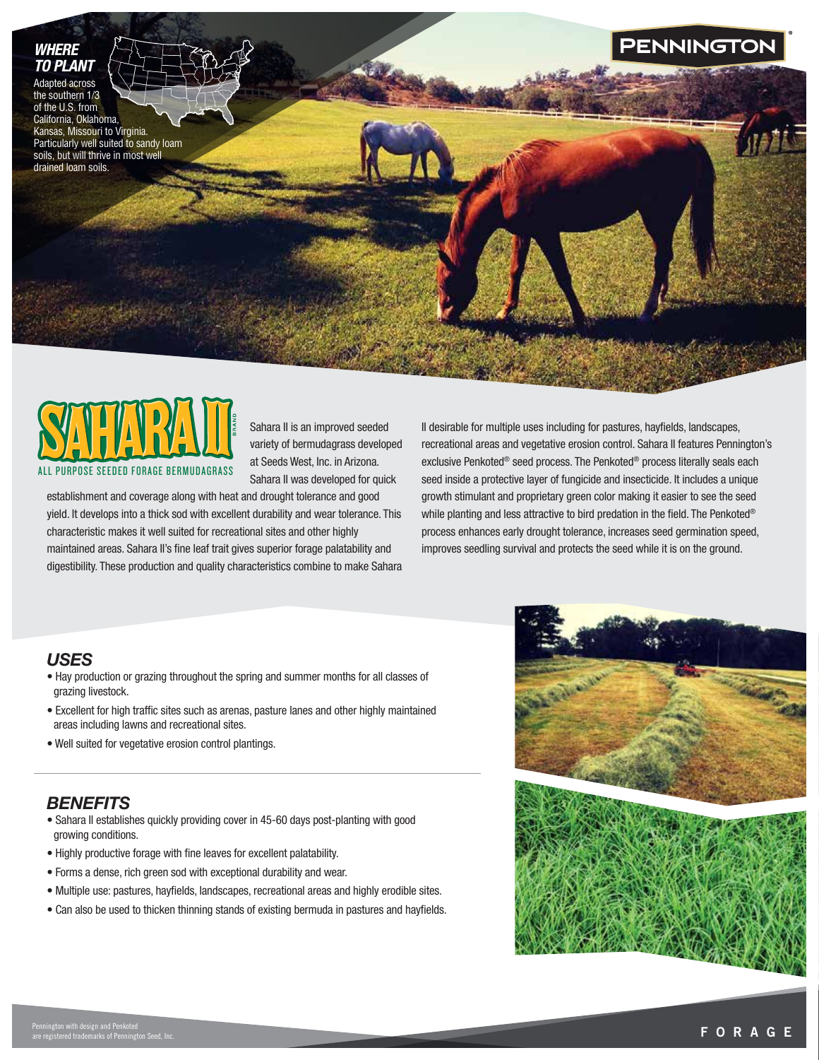PENNINGTON

## WHERE TO PLANT

Adapted across the southern 1/3 of the U.S. from California, Oklahoma, Kansas, Missouri to Virginia. Particularly well suited to sandy loam soils, but will thrive in most well drained loam soils.

# SAHARA II BRAND

ALL PURPOSE SEEDED FORAGE BERMUDAGRASS

Sahara II is an improved seeded variety of bermudagrass developed at Seeds West, Inc. in Arizona. Sahara II was developed for quick establishment and coverage along with heat and drought tolerance and good yield. It develops into a thick sod with excellent durability and wear tolerance. This characteristic makes it well suited for recreational sites and other highly maintained areas. Sahara II's fine leaf trait gives superior forage palatability and digestibility. These production and quality characteristics combine to make Sahara II desirable for multiple uses including for pastures, hayfields, landscapes, recreational areas and vegetative erosion control. Sahara II features Pennington's exclusive Penkoted® seed process. The Penkoted® process literally seals each seed inside a protective layer of fungicide and insecticide. It includes a unique growth stimulant and proprietary green color making it easier to see the seed while planting and less attractive to bird predation in the field. The Penkoted® process enhances early drought tolerance, increases seed germination speed, improves seedling survival and protects the seed while it is on the ground.

## USES

- Hay production or grazing throughout the spring and summer months for all classes of grazing livestock.
- Excellent for high traffic sites such as arenas, pasture lanes and other highly maintained areas including lawns and recreational sites.
- Well suited for vegetative erosion control plantings.

## BENEFITS

- Sahara II establishes quickly providing cover in 45-60 days post-planting with good growing conditions.
- Highly productive forage with fine leaves for excellent palatability.
- Forms a dense, rich green sod with exceptional durability and wear.
- Multiple use: pastures, hayfields, landscapes, recreational areas and highly erodible sites.
- Can also be used to thicken thinning stands of existing bermuda in pastures and hayfields.

Pennington with design and Penkoted are registered trademarks of Pennington Seed, Inc.

FORAGE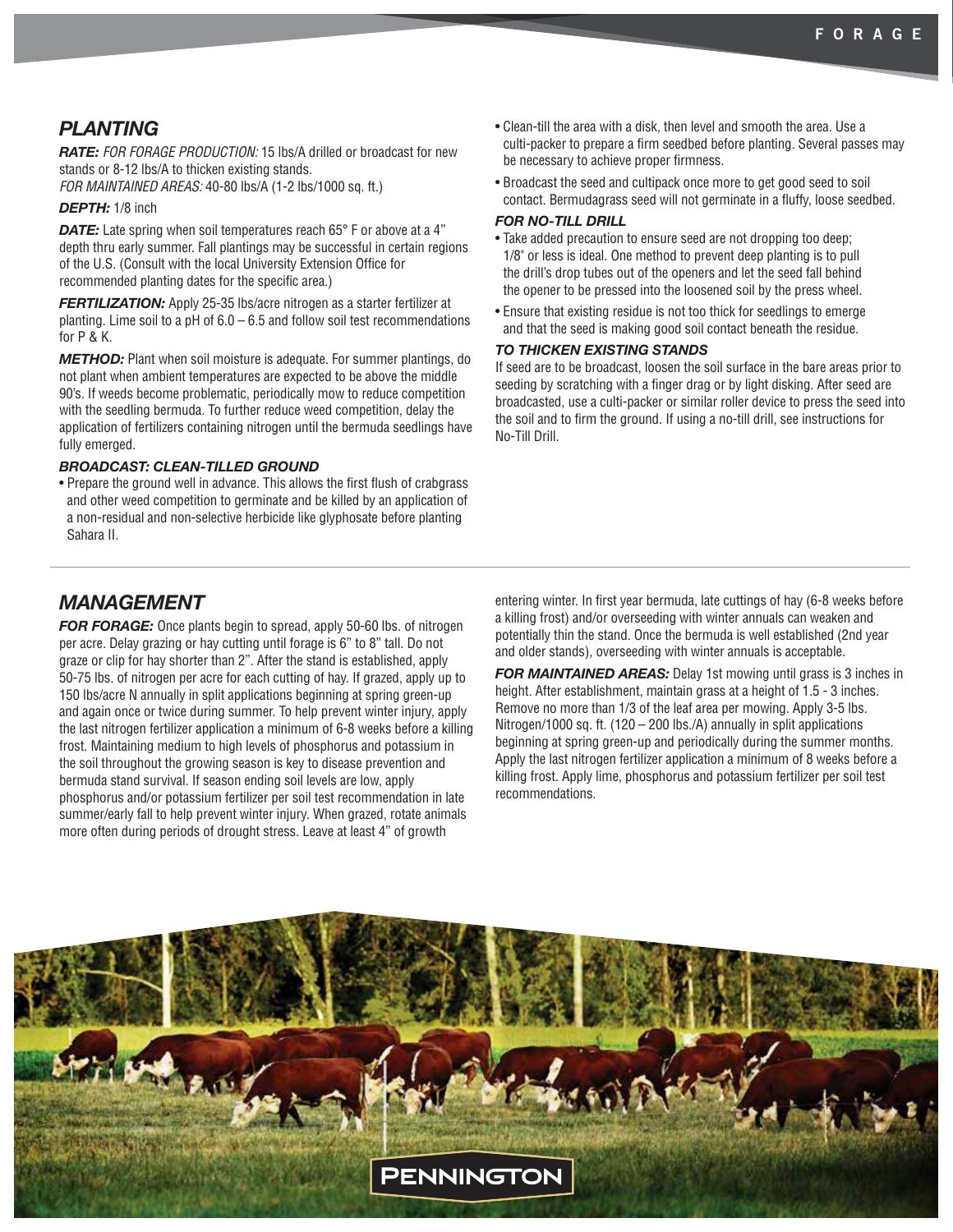## PLANTING

***RATE:*** *FOR FORAGE PRODUCTION:* 15 lbs/A drilled or broadcast for new stands or 8-12 lbs/A to thicken existing stands.
*FOR MAINTAINED AREAS:* 40-80 lbs/A (1-2 lbs/1000 sq. ft.)

***DEPTH:*** 1/8 inch

***DATE:*** Late spring when soil temperatures reach 65° F or above at a 4" depth thru early summer. Fall plantings may be successful in certain regions of the U.S. (Consult with the local University Extension Office for recommended planting dates for the specific area.)

***FERTILIZATION:*** Apply 25-35 lbs/acre nitrogen as a starter fertilizer at planting. Lime soil to a pH of 6.0 – 6.5 and follow soil test recommendations for P & K.

***METHOD:*** Plant when soil moisture is adequate. For summer plantings, do not plant when ambient temperatures are expected to be above the middle 90's. If weeds become problematic, periodically mow to reduce competition with the seedling bermuda. To further reduce weed competition, delay the application of fertilizers containing nitrogen until the bermuda seedlings have fully emerged.

***BROADCAST: CLEAN-TILLED GROUND***

- Prepare the ground well in advance. This allows the first flush of crabgrass and other weed competition to germinate and be killed by an application of a non-residual and non-selective herbicide like glyphosate before planting Sahara II.
- Clean-till the area with a disk, then level and smooth the area. Use a culti-packer to prepare a firm seedbed before planting. Several passes may be necessary to achieve proper firmness.
- Broadcast the seed and cultipack once more to get good seed to soil contact. Bermudagrass seed will not germinate in a fluffy, loose seedbed.

***FOR NO-TILL DRILL***

- Take added precaution to ensure seed are not dropping too deep; 1/8" or less is ideal. One method to prevent deep planting is to pull the drill's drop tubes out of the openers and let the seed fall behind the opener to be pressed into the loosened soil by the press wheel.
- Ensure that existing residue is not too thick for seedlings to emerge and that the seed is making good soil contact beneath the residue.

***TO THICKEN EXISTING STANDS***

If seed are to be broadcast, loosen the soil surface in the bare areas prior to seeding by scratching with a finger drag or by light disking. After seed are broadcasted, use a culti-packer or similar roller device to press the seed into the soil and to firm the ground. If using a no-till drill, see instructions for No-Till Drill.

## MANAGEMENT

***FOR FORAGE:*** Once plants begin to spread, apply 50-60 lbs. of nitrogen per acre. Delay grazing or hay cutting until forage is 6" to 8" tall. Do not graze or clip for hay shorter than 2". After the stand is established, apply 50-75 lbs. of nitrogen per acre for each cutting of hay. If grazed, apply up to 150 lbs/acre N annually in split applications beginning at spring green-up and again once or twice during summer. To help prevent winter injury, apply the last nitrogen fertilizer application a minimum of 6-8 weeks before a killing frost. Maintaining medium to high levels of phosphorus and potassium in the soil throughout the growing season is key to disease prevention and bermuda stand survival. If season ending soil levels are low, apply phosphorus and/or potassium fertilizer per soil test recommendation in late summer/early fall to help prevent winter injury. When grazed, rotate animals more often during periods of drought stress. Leave at least 4" of growth entering winter. In first year bermuda, late cuttings of hay (6-8 weeks before a killing frost) and/or overseeding with winter annuals can weaken and potentially thin the stand. Once the bermuda is well established (2nd year and older stands), overseeding with winter annuals is acceptable.

***FOR MAINTAINED AREAS:*** Delay 1st mowing until grass is 3 inches in height. After establishment, maintain grass at a height of 1.5 - 3 inches. Remove no more than 1/3 of the leaf area per mowing. Apply 3-5 lbs. Nitrogen/1000 sq. ft. (120 – 200 lbs./A) annually in split applications beginning at spring green-up and periodically during the summer months. Apply the last nitrogen fertilizer application a minimum of 8 weeks before a killing frost. Apply lime, phosphorus and potassium fertilizer per soil test recommendations.